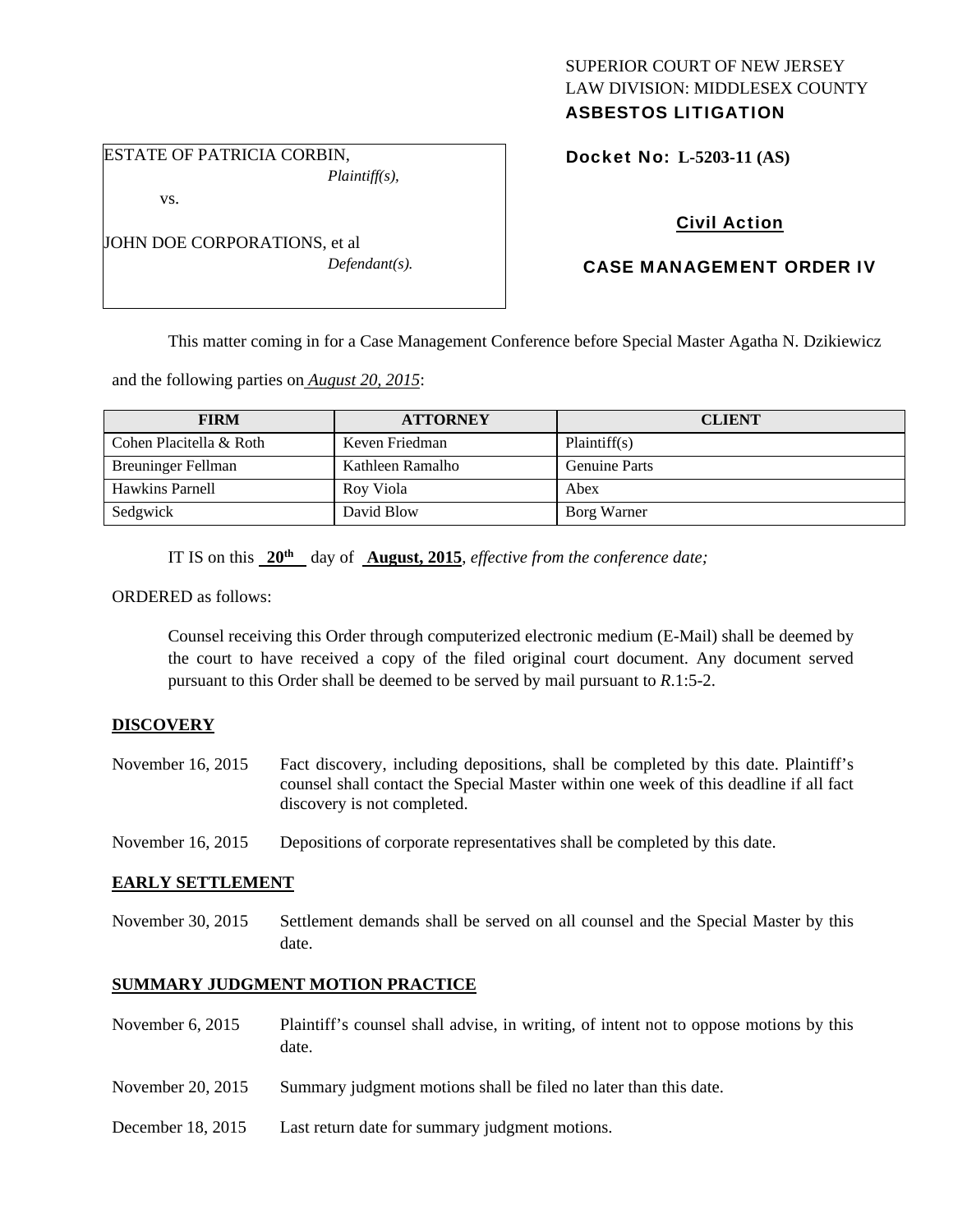SUPERIOR COURT OF NEW JERSEY
LAW DIVISION: MIDDLESEX COUNTY
**ASBESTOS LITIGATION**

ESTATE OF PATRICIA CORBIN,
*Plaintiff(s),*

vs.

JOHN DOE CORPORATIONS, et al
*Defendant(s).*

**Docket No: L-5203-11 (AS)**

**Civil Action**

**CASE MANAGEMENT ORDER IV**

This matter coming in for a Case Management Conference before Special Master Agatha N. Dzikiewicz and the following parties on *August 20, 2015*:

| FIRM | ATTORNEY | CLIENT |
|---|---|---|
| Cohen Placitella & Roth | Keven Friedman | Plaintiff(s) |
| Breuninger Fellman | Kathleen Ramalho | Genuine Parts |
| Hawkins Parnell | Roy Viola | Abex |
| Sedgwick | David Blow | Borg Warner |

IT IS on this **20th** day of **August, 2015**, *effective from the conference date;*

ORDERED as follows:

Counsel receiving this Order through computerized electronic medium (E-Mail) shall be deemed by the court to have received a copy of the filed original court document. Any document served pursuant to this Order shall be deemed to be served by mail pursuant to *R*.1:5-2.

**DISCOVERY**

November 16, 2015 — Fact discovery, including depositions, shall be completed by this date. Plaintiff's counsel shall contact the Special Master within one week of this deadline if all fact discovery is not completed.

November 16, 2015 — Depositions of corporate representatives shall be completed by this date.

**EARLY SETTLEMENT**

November 30, 2015 — Settlement demands shall be served on all counsel and the Special Master by this date.

**SUMMARY JUDGMENT MOTION PRACTICE**

November 6, 2015 — Plaintiff's counsel shall advise, in writing, of intent not to oppose motions by this date.

November 20, 2015 — Summary judgment motions shall be filed no later than this date.

December 18, 2015 — Last return date for summary judgment motions.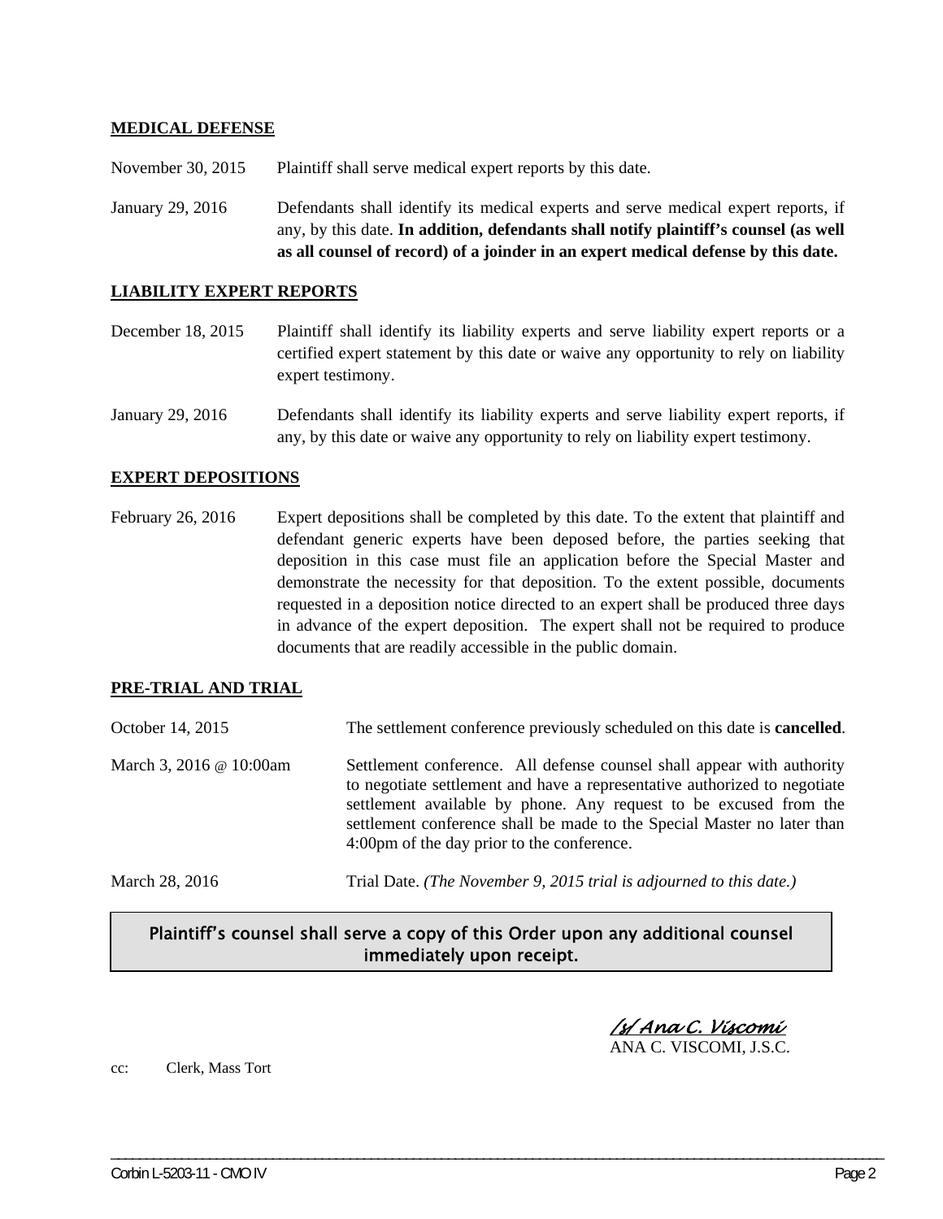**MEDICAL DEFENSE**

| | |
|---|---|
| November 30, 2015 | Plaintiff shall serve medical expert reports by this date. |
| January 29, 2016 | Defendants shall identify its medical experts and serve medical expert reports, if any, by this date. **In addition, defendants shall notify plaintiff's counsel (as well as all counsel of record) of a joinder in an expert medical defense by this date.** |

**LIABILITY EXPERT REPORTS**

| | |
|---|---|
| December 18, 2015 | Plaintiff shall identify its liability experts and serve liability expert reports or a certified expert statement by this date or waive any opportunity to rely on liability expert testimony. |
| January 29, 2016 | Defendants shall identify its liability experts and serve liability expert reports, if any, by this date or waive any opportunity to rely on liability expert testimony. |

**EXPERT DEPOSITIONS**

| | |
|---|---|
| February 26, 2016 | Expert depositions shall be completed by this date. To the extent that plaintiff and defendant generic experts have been deposed before, the parties seeking that deposition in this case must file an application before the Special Master and demonstrate the necessity for that deposition. To the extent possible, documents requested in a deposition notice directed to an expert shall be produced three days in advance of the expert deposition. The expert shall not be required to produce documents that are readily accessible in the public domain. |

**PRE-TRIAL AND TRIAL**

| | |
|---|---|
| October 14, 2015 | The settlement conference previously scheduled on this date is **cancelled**. |
| March 3, 2016 @ 10:00am | Settlement conference. All defense counsel shall appear with authority to negotiate settlement and have a representative authorized to negotiate settlement available by phone. Any request to be excused from the settlement conference shall be made to the Special Master no later than 4:00pm of the day prior to the conference. |
| March 28, 2016 | Trial Date. *(The November 9, 2015 trial is adjourned to this date.)* |

**Plaintiff's counsel shall serve a copy of this Order upon any additional counsel immediately upon receipt.**

*/s/ Ana C. Viscomi*
ANA C. VISCOMI, J.S.C.

cc: Clerk, Mass Tort